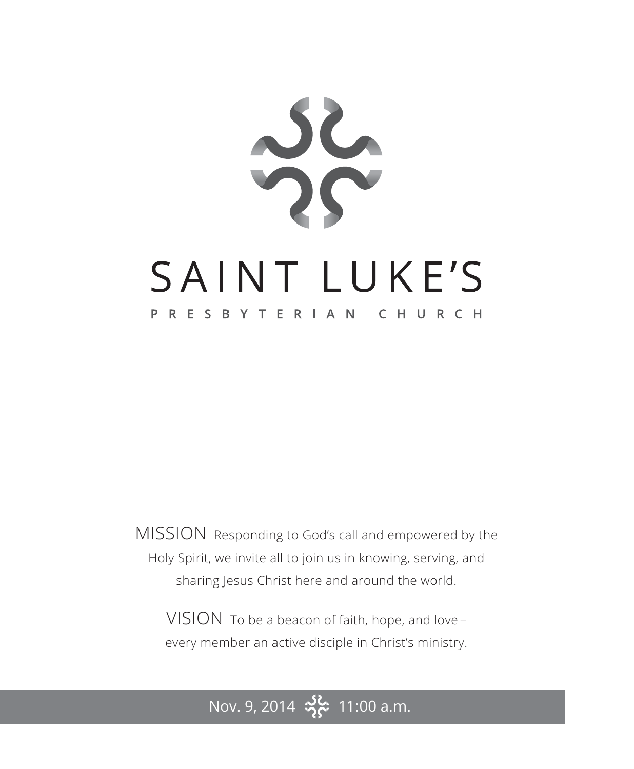# SAINT LUKE'S

## PRESBYTERIAN CHURCH

MISSION Responding to God's call and empowered by the Holy Spirit, we invite all to join us in knowing, serving, and sharing Jesus Christ here and around the world.

VISION To be a beacon of faith, hope, and love – every member an active disciple in Christ's ministry.

Nov. 9, 2014 11:00 a.m.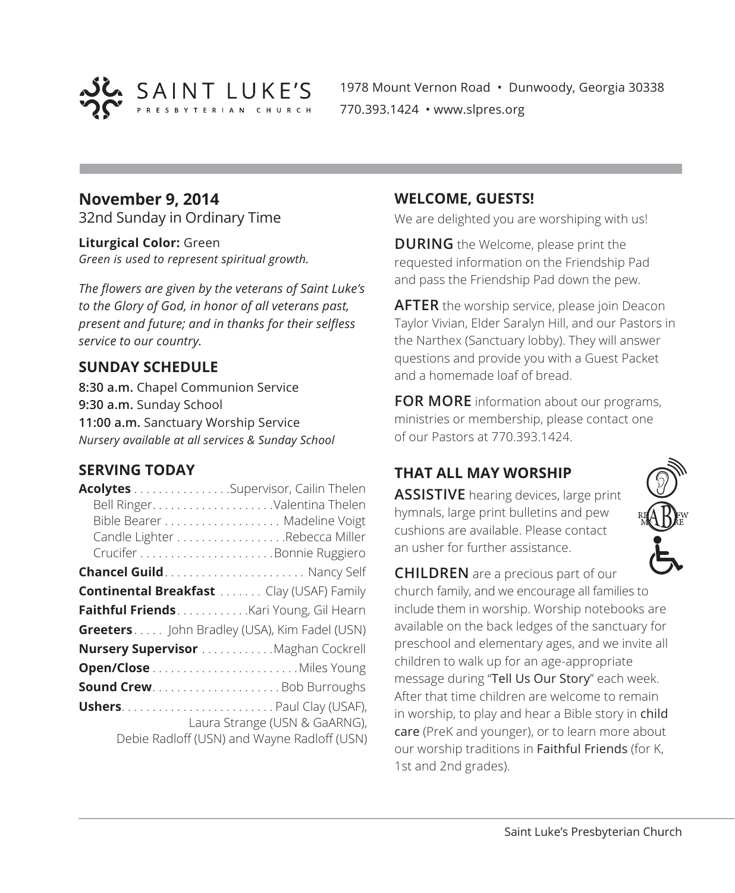SAINT LUKE'S PRESBYTERIAN CHURCH

1978 Mount Vernon Road • Dunwoody, Georgia 30338
770.393.1424 • www.slpres.org

## November 9, 2014

32nd Sunday in Ordinary Time

**Liturgical Color:** Green
*Green is used to represent spiritual growth.*

*The flowers are given by the veterans of Saint Luke's to the Glory of God, in honor of all veterans past, present and future; and in thanks for their selfless service to our country.*

### SUNDAY SCHEDULE

**8:30 a.m.** Chapel Communion Service
**9:30 a.m.** Sunday School
**11:00 a.m.** Sanctuary Worship Service
*Nursery available at all services & Sunday School*

### SERVING TODAY

**Acolytes** . . . . . . . . . . . . . . . .Supervisor, Cailin Thelen
Bell Ringer. . . . . . . . . . . . . . . . . . . .Valentina Thelen
Bible Bearer . . . . . . . . . . . . . . . . . . . Madeline Voigt
Candle Lighter . . . . . . . . . . . . . . . . . .Rebecca Miller
Crucifer . . . . . . . . . . . . . . . . . . . . . .Bonnie Ruggiero

**Chancel Guild**. . . . . . . . . . . . . . . . . . . . . . . Nancy Self

**Continental Breakfast** . . . . . . . Clay (USAF) Family

**Faithful Friends**. . . . . . . . . . . .Kari Young, Gil Hearn

**Greeters** . . . . . John Bradley (USA), Kim Fadel (USN)

**Nursery Supervisor** . . . . . . . . . . . .Maghan Cockrell

**Open/Close** . . . . . . . . . . . . . . . . . . . . . . . .Miles Young

**Sound Crew**. . . . . . . . . . . . . . . . . . . . . Bob Burroughs

**Ushers**. . . . . . . . . . . . . . . . . . . . . . . . . Paul Clay (USAF), Laura Strange (USN & GaARNG), Debie Radloff (USN) and Wayne Radloff (USN)

### WELCOME, GUESTS!

We are delighted you are worshiping with us!

**DURING** the Welcome, please print the requested information on the Friendship Pad and pass the Friendship Pad down the pew.

**AFTER** the worship service, please join Deacon Taylor Vivian, Elder Saralyn Hill, and our Pastors in the Narthex (Sanctuary lobby). They will answer questions and provide you with a Guest Packet and a homemade loaf of bread.

**FOR MORE** information about our programs, ministries or membership, please contact one of our Pastors at 770.393.1424.

### THAT ALL MAY WORSHIP

**ASSISTIVE** hearing devices, large print hymnals, large print bulletins and pew cushions are available. Please contact an usher for further assistance.

**CHILDREN** are a precious part of our church family, and we encourage all families to include them in worship. Worship notebooks are available on the back ledges of the sanctuary for preschool and elementary ages, and we invite all children to walk up for an age-appropriate message during "Tell Us Our Story" each week. After that time children are welcome to remain in worship, to play and hear a Bible story in child care (PreK and younger), or to learn more about our worship traditions in Faithful Friends (for K, 1st and 2nd grades).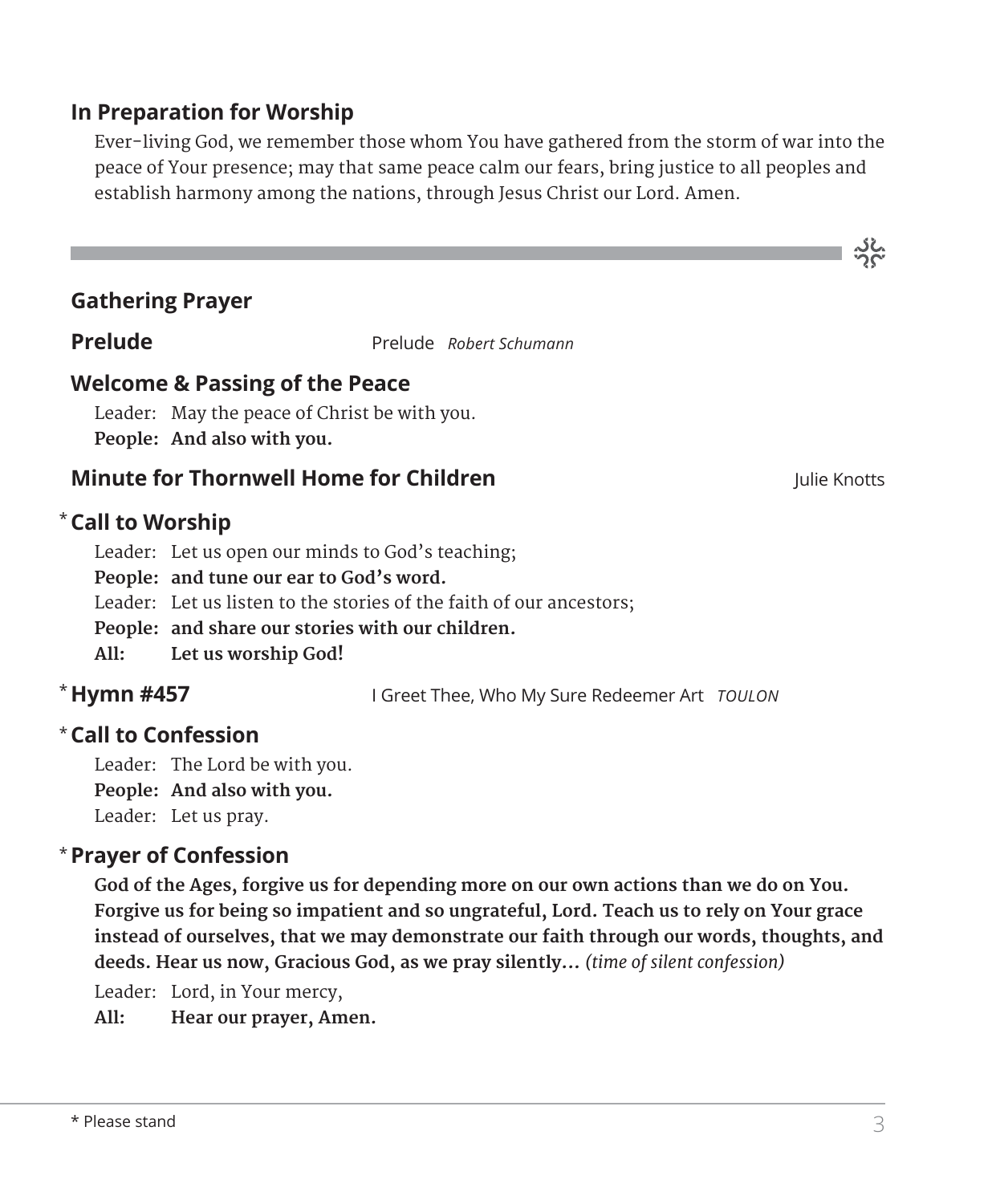## In Preparation for Worship

Ever-living God, we remember those whom You have gathered from the storm of war into the peace of Your presence; may that same peace calm our fears, bring justice to all peoples and establish harmony among the nations, through Jesus Christ our Lord. Amen.

---

## Gathering Prayer

### Prelude

Prelude *Robert Schumann*

### Welcome & Passing of the Peace

Leader: May the peace of Christ be with you.
**People: And also with you.**

### Minute for Thornwell Home for Children

Julie Knotts

### * Call to Worship

Leader: Let us open our minds to God's teaching;
**People: and tune our ear to God's word.**
Leader: Let us listen to the stories of the faith of our ancestors;
**People: and share our stories with our children.**
**All: Let us worship God!**

### * Hymn #457

I Greet Thee, Who My Sure Redeemer Art *TOULON*

### * Call to Confession

Leader: The Lord be with you.
**People: And also with you.**
Leader: Let us pray.

### * Prayer of Confession

**God of the Ages, forgive us for depending more on our own actions than we do on You. Forgive us for being so impatient and so ungrateful, Lord. Teach us to rely on Your grace instead of ourselves, that we may demonstrate our faith through our words, thoughts, and deeds. Hear us now, Gracious God, as we pray silently…** *(time of silent confession)*

Leader: Lord, in Your mercy,
**All: Hear our prayer, Amen.**

\* Please stand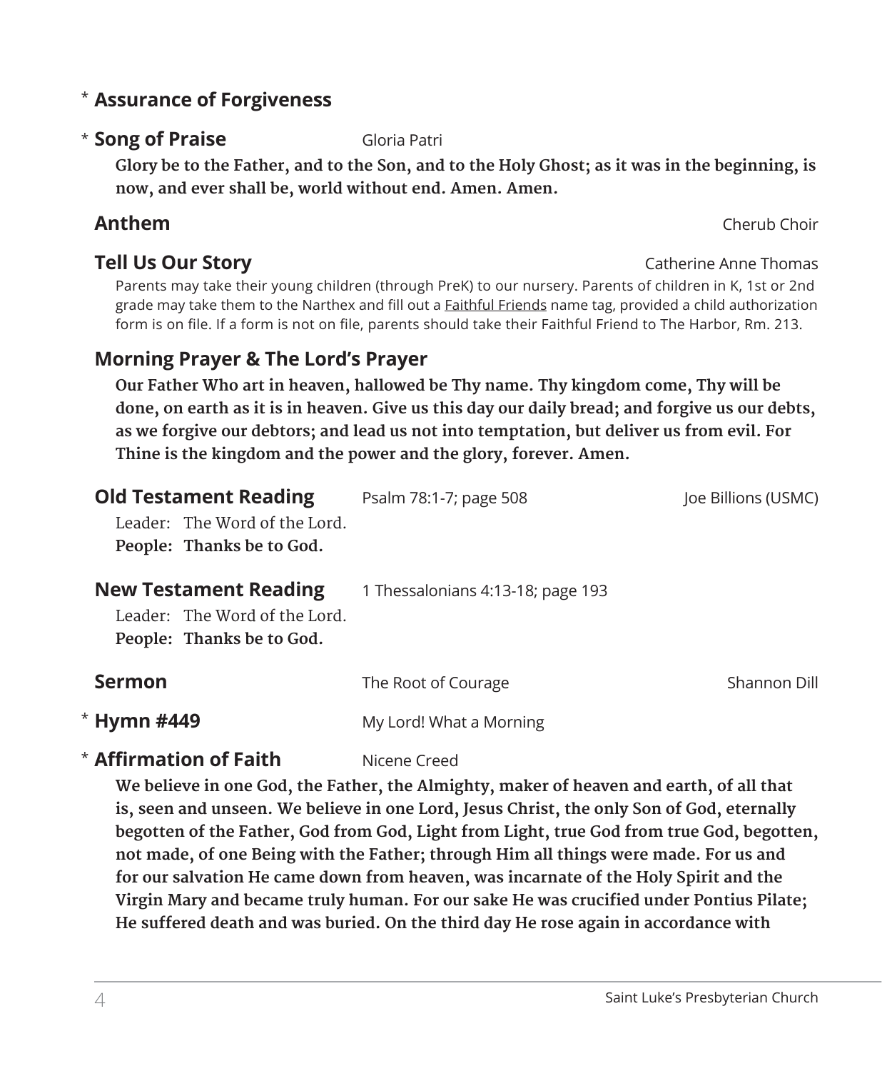\* **Assurance of Forgiveness**

\* **Song of Praise** Gloria Patri

**Glory be to the Father, and to the Son, and to the Holy Ghost; as it was in the beginning, is now, and ever shall be, world without end. Amen. Amen.**

**Anthem** Cherub Choir

**Tell Us Our Story** Catherine Anne Thomas

Parents may take their young children (through PreK) to our nursery. Parents of children in K, 1st or 2nd grade may take them to the Narthex and fill out a Faithful Friends name tag, provided a child authorization form is on file. If a form is not on file, parents should take their Faithful Friend to The Harbor, Rm. 213.

**Morning Prayer & The Lord's Prayer**

**Our Father Who art in heaven, hallowed be Thy name. Thy kingdom come, Thy will be done, on earth as it is in heaven. Give us this day our daily bread; and forgive us our debts, as we forgive our debtors; and lead us not into temptation, but deliver us from evil. For Thine is the kingdom and the power and the glory, forever. Amen.**

**Old Testament Reading** Psalm 78:1-7; page 508 Joe Billions (USMC)

Leader: The Word of the Lord.
**People: Thanks be to God.**

**New Testament Reading** 1 Thessalonians 4:13-18; page 193

Leader: The Word of the Lord.
**People: Thanks be to God.**

**Sermon** The Root of Courage Shannon Dill

\* **Hymn #449** My Lord! What a Morning

\* **Affirmation of Faith** Nicene Creed

**We believe in one God, the Father, the Almighty, maker of heaven and earth, of all that is, seen and unseen. We believe in one Lord, Jesus Christ, the only Son of God, eternally begotten of the Father, God from God, Light from Light, true God from true God, begotten, not made, of one Being with the Father; through Him all things were made. For us and for our salvation He came down from heaven, was incarnate of the Holy Spirit and the Virgin Mary and became truly human. For our sake He was crucified under Pontius Pilate; He suffered death and was buried. On the third day He rose again in accordance with**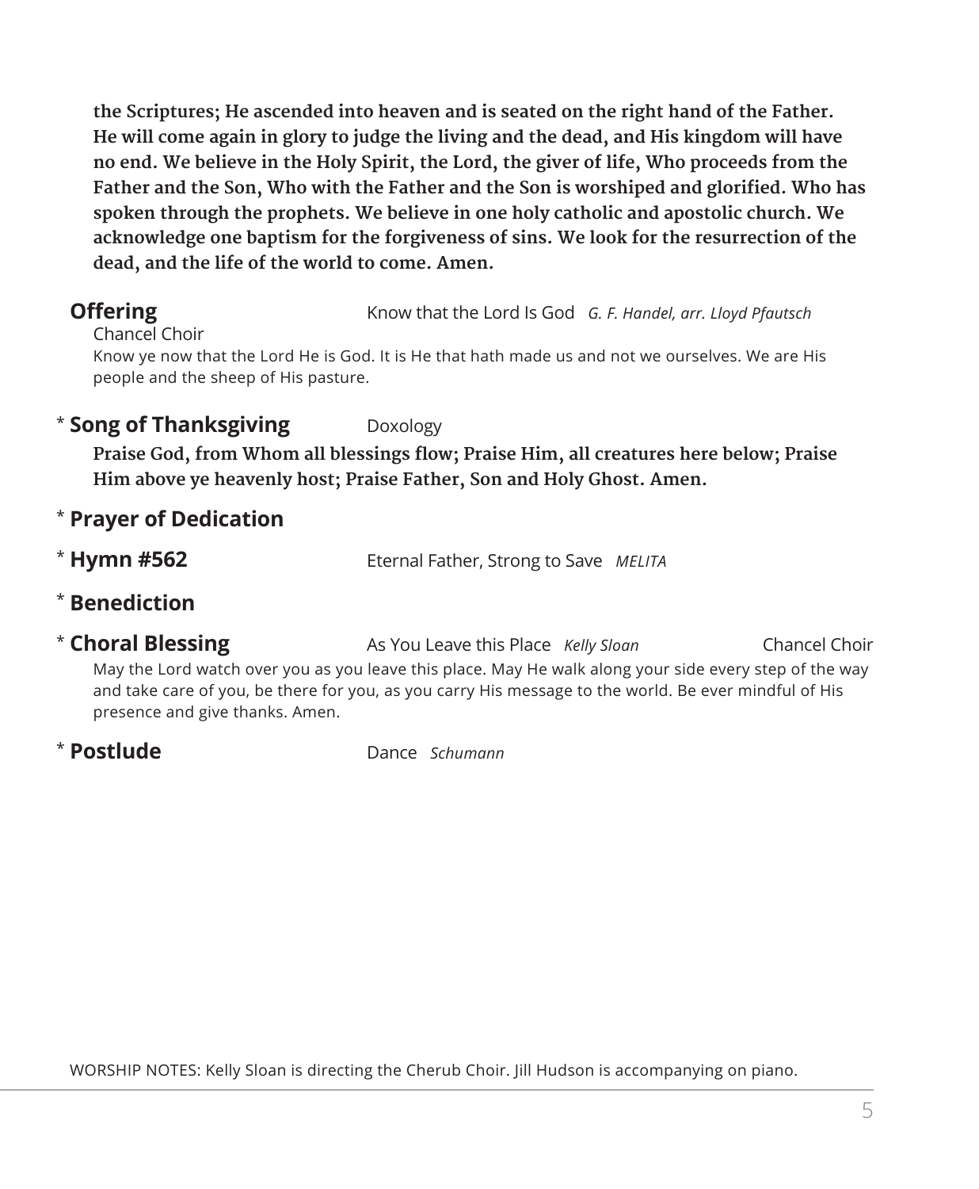**the Scriptures; He ascended into heaven and is seated on the right hand of the Father. He will come again in glory to judge the living and the dead, and His kingdom will have no end. We believe in the Holy Spirit, the Lord, the giver of life, Who proceeds from the Father and the Son, Who with the Father and the Son is worshiped and glorified. Who has spoken through the prophets. We believe in one holy catholic and apostolic church. We acknowledge one baptism for the forgiveness of sins. We look for the resurrection of the dead, and the life of the world to come. Amen.**

**Offering** Know that the Lord Is God *G. F. Handel, arr. Lloyd Pfautsch*

Chancel Choir

Know ye now that the Lord He is God. It is He that hath made us and not we ourselves. We are His people and the sheep of His pasture.

\* **Song of Thanksgiving** Doxology

**Praise God, from Whom all blessings flow; Praise Him, all creatures here below; Praise Him above ye heavenly host; Praise Father, Son and Holy Ghost. Amen.**

\* **Prayer of Dedication**

\* **Hymn #562** Eternal Father, Strong to Save *MELITA*

\* **Benediction**

\* **Choral Blessing** As You Leave this Place *Kelly Sloan* Chancel Choir

May the Lord watch over you as you leave this place. May He walk along your side every step of the way and take care of you, be there for you, as you carry His message to the world. Be ever mindful of His presence and give thanks. Amen.

\* **Postlude** Dance *Schumann*

WORSHIP NOTES: Kelly Sloan is directing the Cherub Choir. Jill Hudson is accompanying on piano.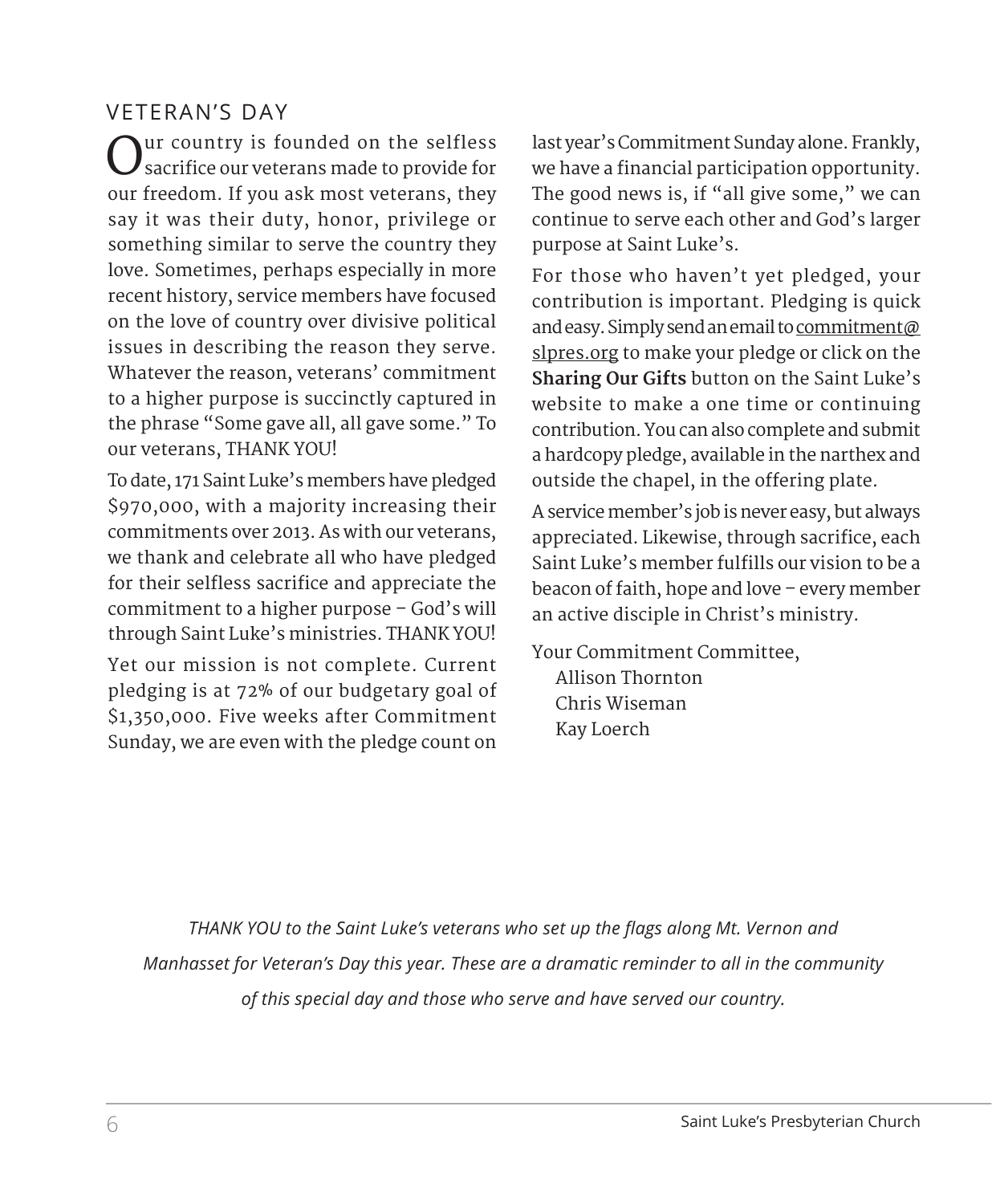## VETERAN'S DAY

Our country is founded on the selfless sacrifice our veterans made to provide for our freedom. If you ask most veterans, they say it was their duty, honor, privilege or something similar to serve the country they love. Sometimes, perhaps especially in more recent history, service members have focused on the love of country over divisive political issues in describing the reason they serve. Whatever the reason, veterans' commitment to a higher purpose is succinctly captured in the phrase "Some gave all, all gave some." To our veterans, THANK YOU!

To date, 171 Saint Luke's members have pledged $970,000, with a majority increasing their commitments over 2013. As with our veterans, we thank and celebrate all who have pledged for their selfless sacrifice and appreciate the commitment to a higher purpose – God's will through Saint Luke's ministries. THANK YOU!

Yet our mission is not complete. Current pledging is at 72% of our budgetary goal of $1,350,000. Five weeks after Commitment Sunday, we are even with the pledge count on last year's Commitment Sunday alone. Frankly, we have a financial participation opportunity. The good news is, if "all give some," we can continue to serve each other and God's larger purpose at Saint Luke's.

For those who haven't yet pledged, your contribution is important. Pledging is quick and easy. Simply send an email to commitment@slpres.org to make your pledge or click on the **Sharing Our Gifts** button on the Saint Luke's website to make a one time or continuing contribution. You can also complete and submit a hardcopy pledge, available in the narthex and outside the chapel, in the offering plate.

A service member's job is never easy, but always appreciated. Likewise, through sacrifice, each Saint Luke's member fulfills our vision to be a beacon of faith, hope and love – every member an active disciple in Christ's ministry.

Your Commitment Committee,
Allison Thornton
Chris Wiseman
Kay Loerch

*THANK YOU to the Saint Luke's veterans who set up the flags along Mt. Vernon and Manhasset for Veteran's Day this year. These are a dramatic reminder to all in the community of this special day and those who serve and have served our country.*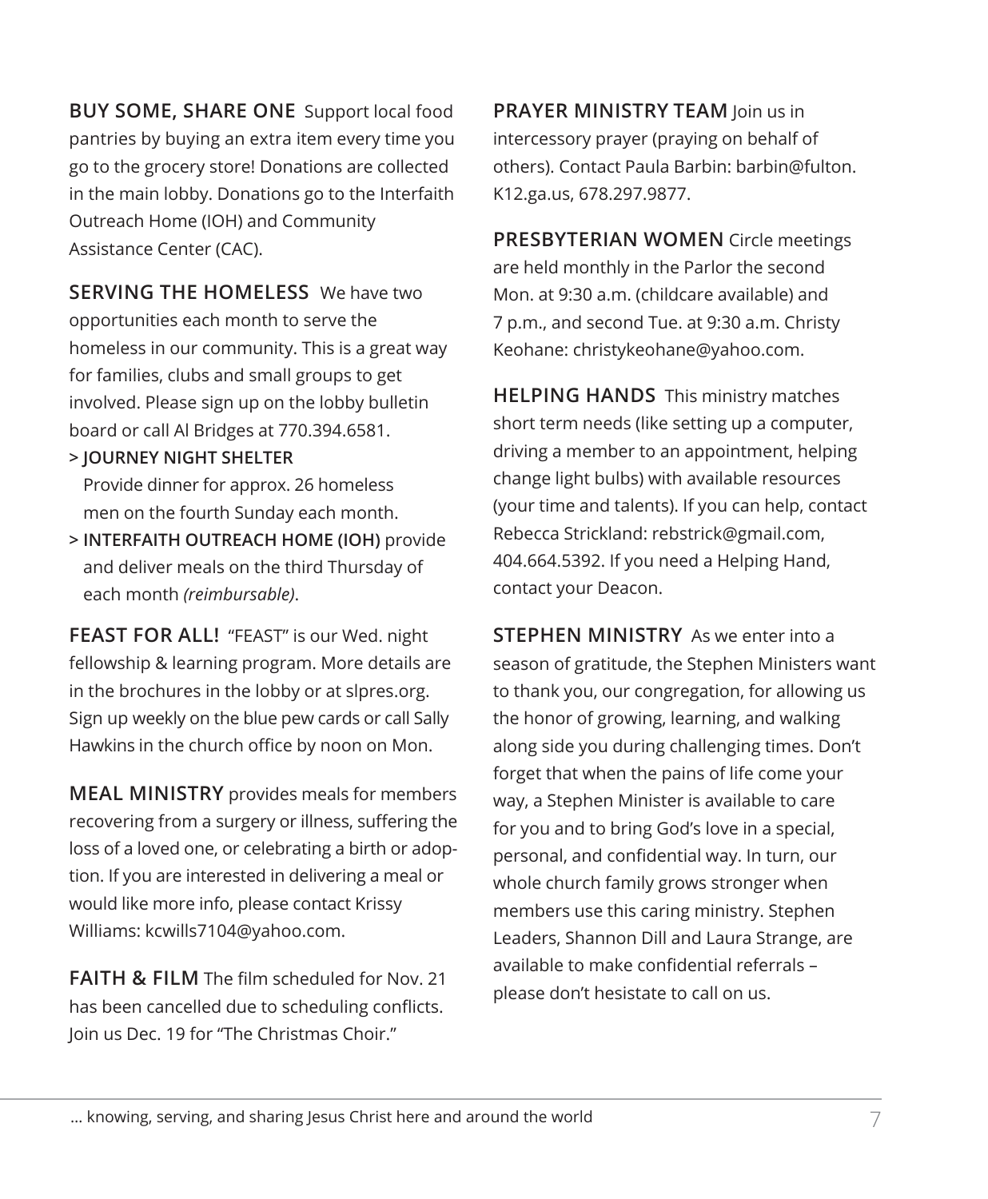**BUY SOME, SHARE ONE** Support local food pantries by buying an extra item every time you go to the grocery store! Donations are collected in the main lobby. Donations go to the Interfaith Outreach Home (IOH) and Community Assistance Center (CAC).

**SERVING THE HOMELESS** We have two opportunities each month to serve the homeless in our community. This is a great way for families, clubs and small groups to get involved. Please sign up on the lobby bulletin board or call Al Bridges at 770.394.6581.

> **JOURNEY NIGHT SHELTER** Provide dinner for approx. 26 homeless men on the fourth Sunday each month.

> **INTERFAITH OUTREACH HOME (IOH)** provide and deliver meals on the third Thursday of each month *(reimbursable)*.

**FEAST FOR ALL!** "FEAST" is our Wed. night fellowship & learning program. More details are in the brochures in the lobby or at slpres.org. Sign up weekly on the blue pew cards or call Sally Hawkins in the church office by noon on Mon.

**MEAL MINISTRY** provides meals for members recovering from a surgery or illness, suffering the loss of a loved one, or celebrating a birth or adoption. If you are interested in delivering a meal or would like more info, please contact Krissy Williams: kcwills7104@yahoo.com.

**FAITH & FILM** The film scheduled for Nov. 21 has been cancelled due to scheduling conflicts. Join us Dec. 19 for "The Christmas Choir."

**PRAYER MINISTRY TEAM** Join us in intercessory prayer (praying on behalf of others). Contact Paula Barbin: barbin@fulton.K12.ga.us, 678.297.9877.

**PRESBYTERIAN WOMEN** Circle meetings are held monthly in the Parlor the second Mon. at 9:30 a.m. (childcare available) and 7 p.m., and second Tue. at 9:30 a.m. Christy Keohane: christykeohane@yahoo.com.

**HELPING HANDS** This ministry matches short term needs (like setting up a computer, driving a member to an appointment, helping change light bulbs) with available resources (your time and talents). If you can help, contact Rebecca Strickland: rebstrick@gmail.com, 404.664.5392. If you need a Helping Hand, contact your Deacon.

**STEPHEN MINISTRY** As we enter into a season of gratitude, the Stephen Ministers want to thank you, our congregation, for allowing us the honor of growing, learning, and walking along side you during challenging times. Don't forget that when the pains of life come your way, a Stephen Minister is available to care for you and to bring God's love in a special, personal, and confidential way. In turn, our whole church family grows stronger when members use this caring ministry. Stephen Leaders, Shannon Dill and Laura Strange, are available to make confidential referrals – please don't hesistate to call on us.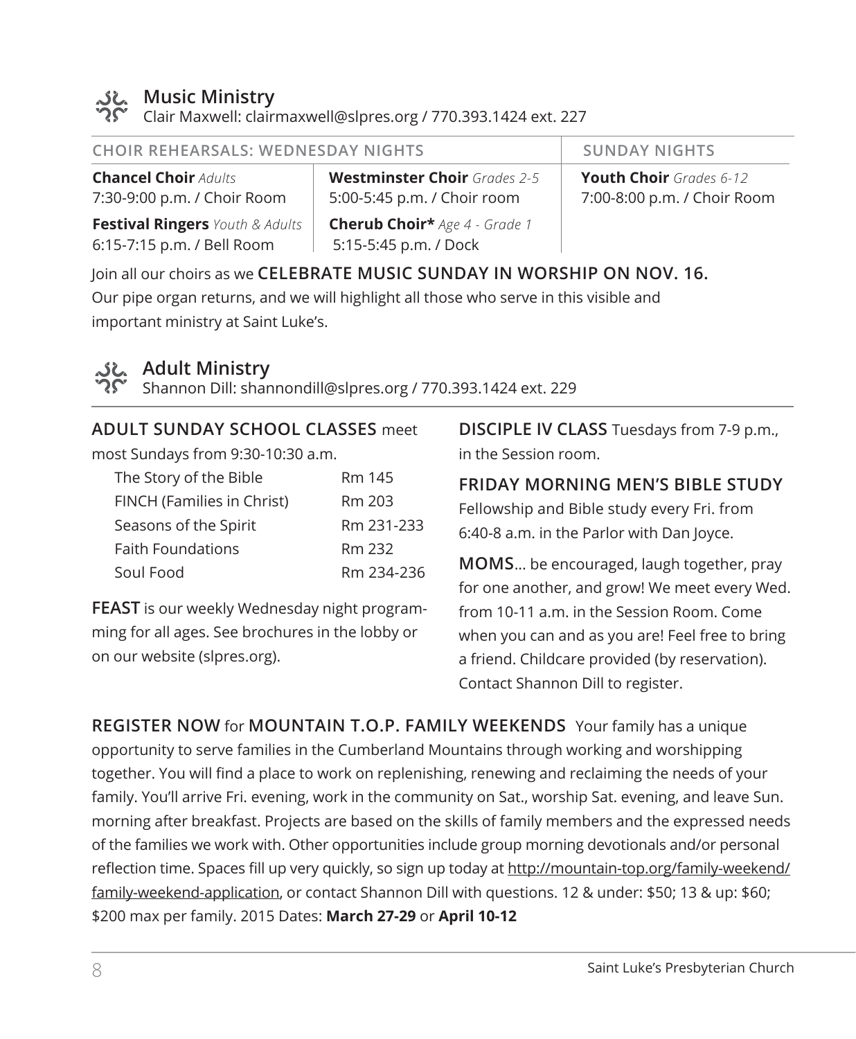## Music Ministry

Clair Maxwell: clairmaxwell@slpres.org / 770.393.1424 ext. 227

| CHOIR REHEARSALS: WEDNESDAY NIGHTS | | SUNDAY NIGHTS |
|---|---|---|
| **Chancel Choir** *Adults*<br>7:30-9:00 p.m. / Choir Room | **Westminster Choir** *Grades 2-5*<br>5:00-5:45 p.m. / Choir room | **Youth Choir** *Grades 6-12*<br>7:00-8:00 p.m. / Choir Room |
| **Festival Ringers** *Youth & Adults*<br>6:15-7:15 p.m. / Bell Room | **Cherub Choir*** *Age 4 - Grade 1*<br>5:15-5:45 p.m. / Dock | |

Join all our choirs as we **CELEBRATE MUSIC SUNDAY IN WORSHIP ON NOV. 16.** Our pipe organ returns, and we will highlight all those who serve in this visible and important ministry at Saint Luke's.

## Adult Ministry

Shannon Dill: shannondill@slpres.org / 770.393.1424 ext. 229

**ADULT SUNDAY SCHOOL CLASSES** meet most Sundays from 9:30-10:30 a.m.

| | |
|---|---|
| The Story of the Bible | Rm 145 |
| FINCH (Families in Christ) | Rm 203 |
| Seasons of the Spirit | Rm 231-233 |
| Faith Foundations | Rm 232 |
| Soul Food | Rm 234-236 |

**FEAST** is our weekly Wednesday night programming for all ages. See brochures in the lobby or on our website (slpres.org).

**DISCIPLE IV CLASS** Tuesdays from 7-9 p.m., in the Session room.

**FRIDAY MORNING MEN'S BIBLE STUDY**
Fellowship and Bible study every Fri. from 6:40-8 a.m. in the Parlor with Dan Joyce.

**MOMS**... be encouraged, laugh together, pray for one another, and grow! We meet every Wed. from 10-11 a.m. in the Session Room. Come when you can and as you are! Feel free to bring a friend. Childcare provided (by reservation). Contact Shannon Dill to register.

**REGISTER NOW** for **MOUNTAIN T.O.P. FAMILY WEEKENDS** Your family has a unique opportunity to serve families in the Cumberland Mountains through working and worshipping together. You will find a place to work on replenishing, renewing and reclaiming the needs of your family. You'll arrive Fri. evening, work in the community on Sat., worship Sat. evening, and leave Sun. morning after breakfast. Projects are based on the skills of family members and the expressed needs of the families we work with. Other opportunities include group morning devotionals and/or personal reflection time. Spaces fill up very quickly, so sign up today at http://mountain-top.org/family-weekend/family-weekend-application, or contact Shannon Dill with questions. 12 & under: $50; 13 & up: $60; $200 max per family. 2015 Dates: **March 27-29** or **April 10-12**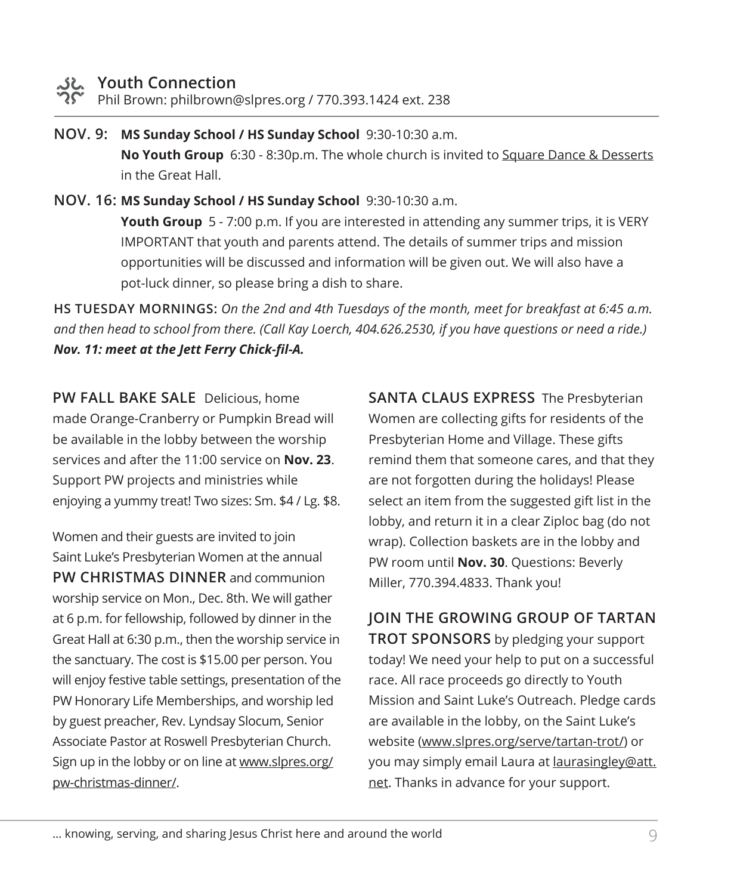## Youth Connection

Phil Brown: philbrown@slpres.org / 770.393.1424 ext. 238

**NOV. 9:** **MS Sunday School / HS Sunday School** 9:30-10:30 a.m.

**No Youth Group** 6:30 - 8:30p.m. The whole church is invited to Square Dance & Desserts in the Great Hall.

**NOV. 16:** **MS Sunday School / HS Sunday School** 9:30-10:30 a.m.

**Youth Group** 5 - 7:00 p.m. If you are interested in attending any summer trips, it is VERY IMPORTANT that youth and parents attend. The details of summer trips and mission opportunities will be discussed and information will be given out. We will also have a pot-luck dinner, so please bring a dish to share.

**HS TUESDAY MORNINGS:** *On the 2nd and 4th Tuesdays of the month, meet for breakfast at 6:45 a.m. and then head to school from there. (Call Kay Loerch, 404.626.2530, if you have questions or need a ride.)* ***Nov. 11: meet at the Jett Ferry Chick-fil-A.***

**PW FALL BAKE SALE** Delicious, home made Orange-Cranberry or Pumpkin Bread will be available in the lobby between the worship services and after the 11:00 service on **Nov. 23**. Support PW projects and ministries while enjoying a yummy treat! Two sizes: Sm. $4 / Lg. $8.

Women and their guests are invited to join Saint Luke's Presbyterian Women at the annual **PW CHRISTMAS DINNER** and communion worship service on Mon., Dec. 8th. We will gather at 6 p.m. for fellowship, followed by dinner in the Great Hall at 6:30 p.m., then the worship service in the sanctuary. The cost is $15.00 per person. You will enjoy festive table settings, presentation of the PW Honorary Life Memberships, and worship led by guest preacher, Rev. Lyndsay Slocum, Senior Associate Pastor at Roswell Presbyterian Church. Sign up in the lobby or on line at www.slpres.org/pw-christmas-dinner/.

**SANTA CLAUS EXPRESS** The Presbyterian Women are collecting gifts for residents of the Presbyterian Home and Village. These gifts remind them that someone cares, and that they are not forgotten during the holidays! Please select an item from the suggested gift list in the lobby, and return it in a clear Ziploc bag (do not wrap). Collection baskets are in the lobby and PW room until **Nov. 30**. Questions: Beverly Miller, 770.394.4833. Thank you!

**JOIN THE GROWING GROUP OF TARTAN TROT SPONSORS** by pledging your support today! We need your help to put on a successful race. All race proceeds go directly to Youth Mission and Saint Luke's Outreach. Pledge cards are available in the lobby, on the Saint Luke's website (www.slpres.org/serve/tartan-trot/) or you may simply email Laura at laurasingley@att.net. Thanks in advance for your support.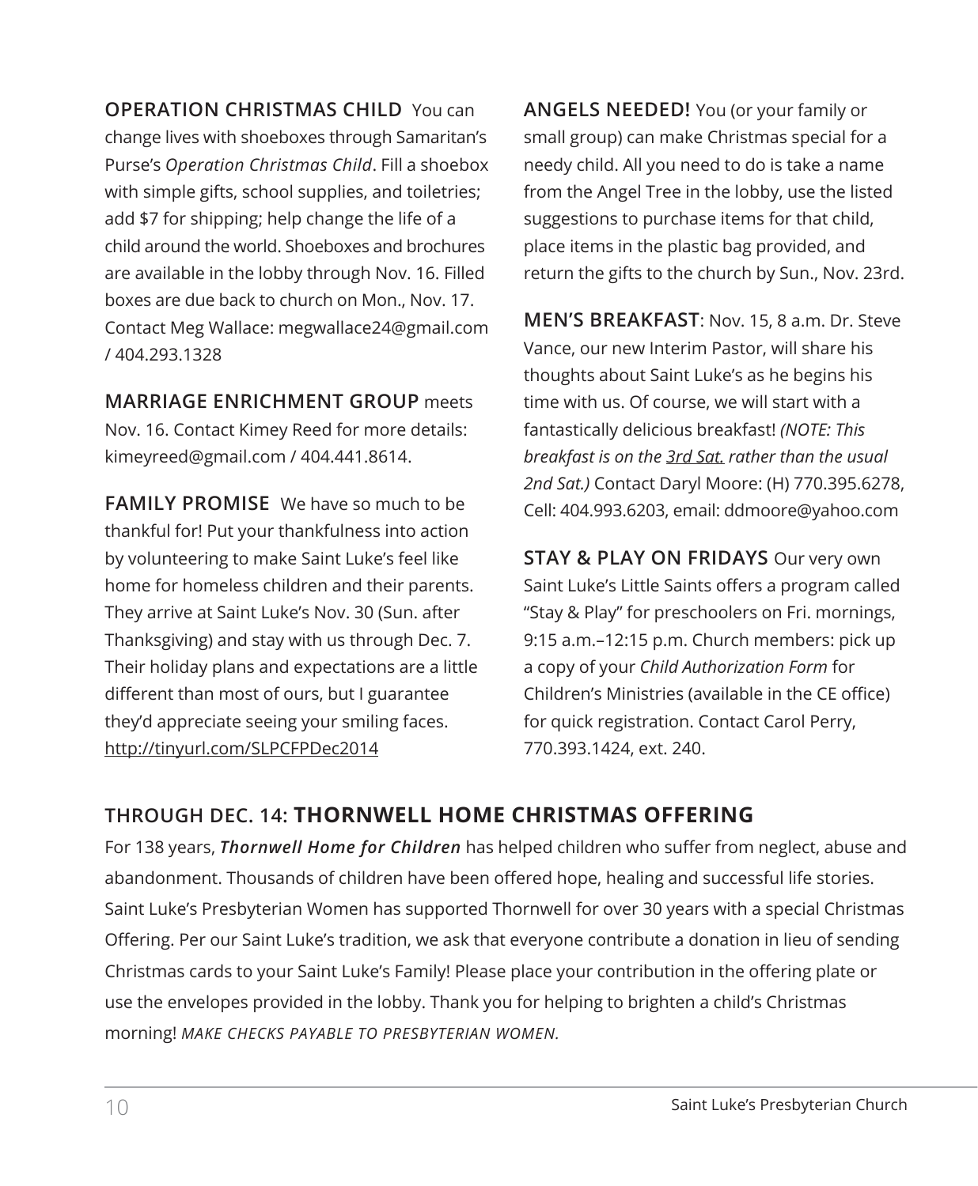**OPERATION CHRISTMAS CHILD** You can change lives with shoeboxes through Samaritan's Purse's *Operation Christmas Child*. Fill a shoebox with simple gifts, school supplies, and toiletries; add $7 for shipping; help change the life of a child around the world. Shoeboxes and brochures are available in the lobby through Nov. 16. Filled boxes are due back to church on Mon., Nov. 17. Contact Meg Wallace: megwallace24@gmail.com / 404.293.1328

**MARRIAGE ENRICHMENT GROUP** meets Nov. 16. Contact Kimey Reed for more details: kimeyreed@gmail.com / 404.441.8614.

**FAMILY PROMISE** We have so much to be thankful for! Put your thankfulness into action by volunteering to make Saint Luke's feel like home for homeless children and their parents. They arrive at Saint Luke's Nov. 30 (Sun. after Thanksgiving) and stay with us through Dec. 7. Their holiday plans and expectations are a little different than most of ours, but I guarantee they'd appreciate seeing your smiling faces. http://tinyurl.com/SLPCFPDec2014

**ANGELS NEEDED!** You (or your family or small group) can make Christmas special for a needy child. All you need to do is take a name from the Angel Tree in the lobby, use the listed suggestions to purchase items for that child, place items in the plastic bag provided, and return the gifts to the church by Sun., Nov. 23rd.

**MEN'S BREAKFAST**: Nov. 15, 8 a.m. Dr. Steve Vance, our new Interim Pastor, will share his thoughts about Saint Luke's as he begins his time with us. Of course, we will start with a fantastically delicious breakfast! *(NOTE: This breakfast is on the 3rd Sat. rather than the usual 2nd Sat.)* Contact Daryl Moore: (H) 770.395.6278, Cell: 404.993.6203, email: ddmoore@yahoo.com

**STAY & PLAY ON FRIDAYS** Our very own Saint Luke's Little Saints offers a program called "Stay & Play" for preschoolers on Fri. mornings, 9:15 a.m.–12:15 p.m. Church members: pick up a copy of your *Child Authorization Form* for Children's Ministries (available in the CE office) for quick registration. Contact Carol Perry, 770.393.1424, ext. 240.

## THROUGH DEC. 14: **THORNWELL HOME CHRISTMAS OFFERING**

For 138 years, ***Thornwell Home for Children*** has helped children who suffer from neglect, abuse and abandonment. Thousands of children have been offered hope, healing and successful life stories. Saint Luke's Presbyterian Women has supported Thornwell for over 30 years with a special Christmas Offering. Per our Saint Luke's tradition, we ask that everyone contribute a donation in lieu of sending Christmas cards to your Saint Luke's Family! Please place your contribution in the offering plate or use the envelopes provided in the lobby. Thank you for helping to brighten a child's Christmas morning! *MAKE CHECKS PAYABLE TO PRESBYTERIAN WOMEN.*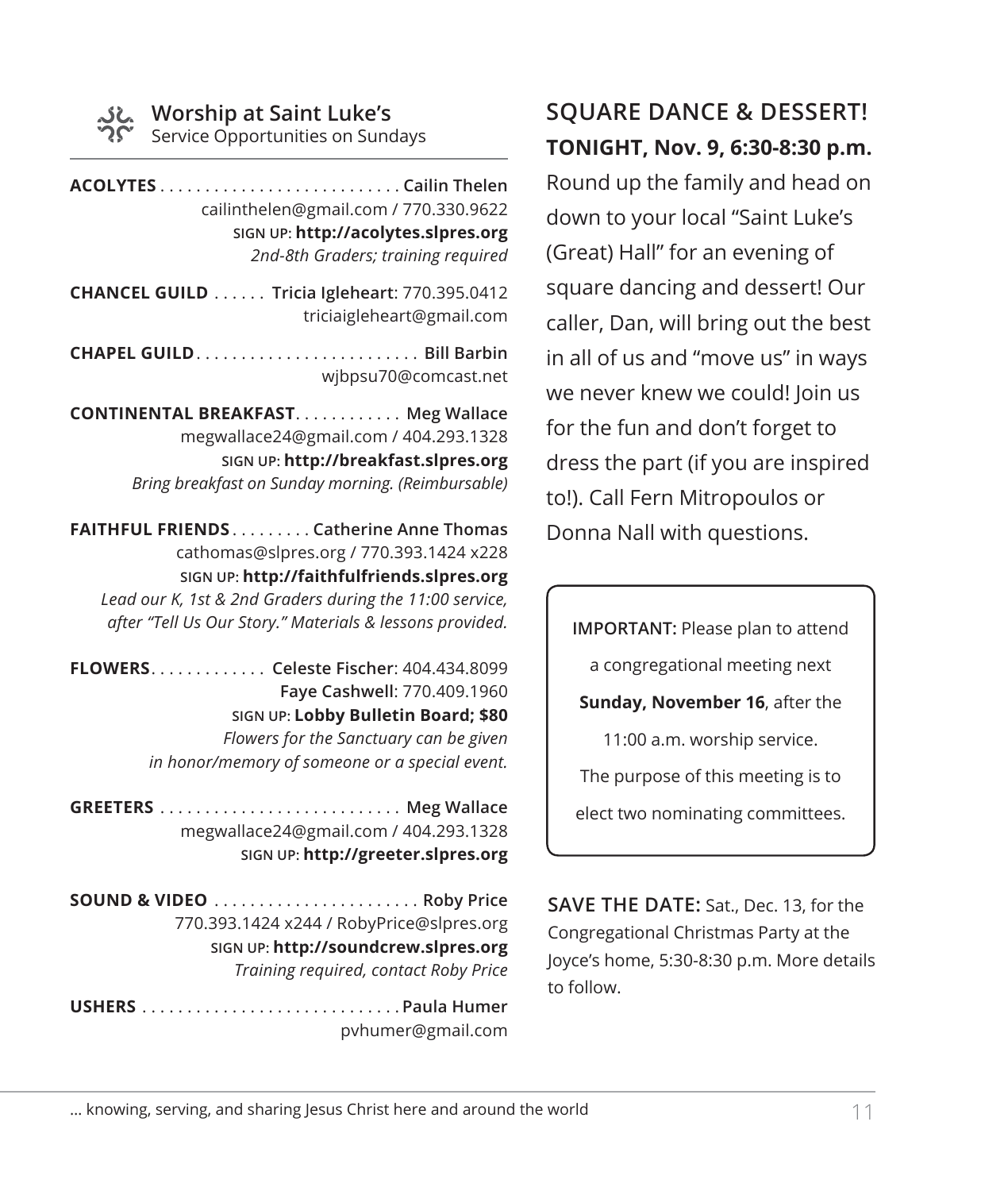## Worship at Saint Luke's

Service Opportunities on Sundays

**ACOLYTES** . . . . . . . . . . . . . . . . . . . . . . . . . . . **Cailin Thelen**
cailinthelen@gmail.com / 770.330.9622
SIGN UP: **http://acolytes.slpres.org**
*2nd-8th Graders; training required*

**CHANCEL GUILD** . . . . . . **Tricia Igleheart**: 770.395.0412
triciaigleheart@gmail.com

**CHAPEL GUILD** . . . . . . . . . . . . . . . . . . . . . . . . . **Bill Barbin**
wjbpsu70@comcast.net

**CONTINENTAL BREAKFAST** . . . . . . . . . . . . **Meg Wallace**
megwallace24@gmail.com / 404.293.1328
SIGN UP: **http://breakfast.slpres.org**
*Bring breakfast on Sunday morning. (Reimbursable)*

**FAITHFUL FRIENDS** . . . . . . . . . **Catherine Anne Thomas**
cathomas@slpres.org / 770.393.1424 x228
SIGN UP: **http://faithfulfriends.slpres.org**
*Lead our K, 1st & 2nd Graders during the 11:00 service, after "Tell Us Our Story." Materials & lessons provided.*

**FLOWERS** . . . . . . . . . . . . . **Celeste Fischer**: 404.434.8099
**Faye Cashwell**: 770.409.1960
SIGN UP: **Lobby Bulletin Board; $80**
*Flowers for the Sanctuary can be given in honor/memory of someone or a special event.*

**GREETERS** . . . . . . . . . . . . . . . . . . . . . . . . . . . **Meg Wallace**
megwallace24@gmail.com / 404.293.1328
SIGN UP: **http://greeter.slpres.org**

**SOUND & VIDEO** . . . . . . . . . . . . . . . . . . . . . . . **Roby Price**
770.393.1424 x244 / RobyPrice@slpres.org
SIGN UP: **http://soundcrew.slpres.org**
*Training required, contact Roby Price*

**USHERS** . . . . . . . . . . . . . . . . . . . . . . . . . . . . . **Paula Humer**
pvhumer@gmail.com

## SQUARE DANCE & DESSERT!

**TONIGHT, Nov. 9, 6:30-8:30 p.m.**

Round up the family and head on down to your local "Saint Luke's (Great) Hall" for an evening of square dancing and dessert! Our caller, Dan, will bring out the best in all of us and "move us" in ways we never knew we could! Join us for the fun and don't forget to dress the part (if you are inspired to!). Call Fern Mitropoulos or Donna Nall with questions.

**IMPORTANT:** Please plan to attend a congregational meeting next **Sunday, November 16**, after the 11:00 a.m. worship service. The purpose of this meeting is to elect two nominating committees.

**SAVE THE DATE:** Sat., Dec. 13, for the Congregational Christmas Party at the Joyce's home, 5:30-8:30 p.m. More details to follow.

... knowing, serving, and sharing Jesus Christ here and around the world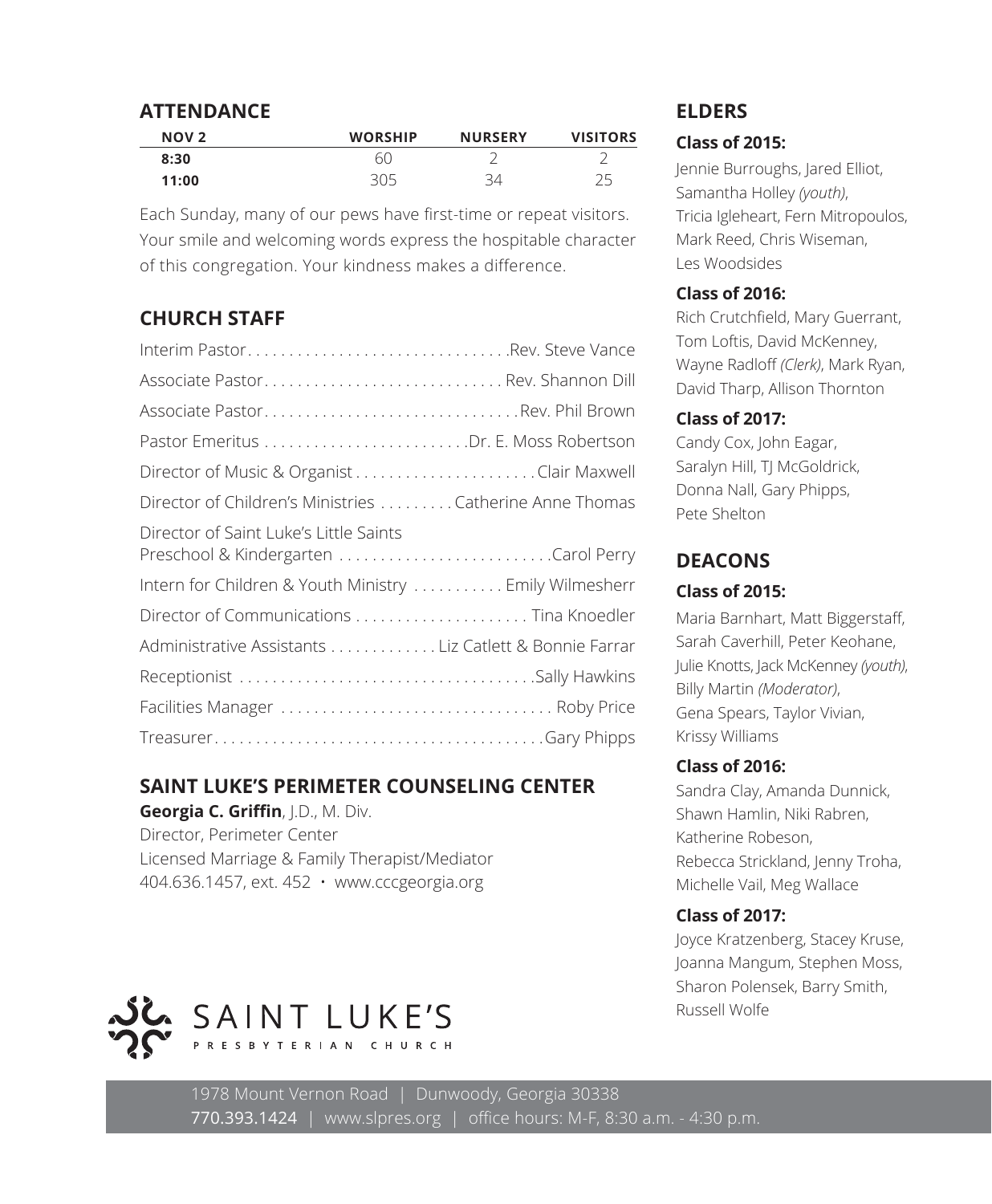## ATTENDANCE

| NOV 2 | WORSHIP | NURSERY | VISITORS |
|---|---|---|---|
| **8:30** | 60 | 2 | 2 |
| **11:00** | 305 | 34 | 25 |

Each Sunday, many of our pews have first-time or repeat visitors. Your smile and welcoming words express the hospitable character of this congregation. Your kindness makes a difference.

## CHURCH STAFF

Interim Pastor . . . . . . . . . . . . . . . . . . . . . . . . . . . . . . . Rev. Steve Vance
Associate Pastor . . . . . . . . . . . . . . . . . . . . . . . . . . . . . Rev. Shannon Dill
Associate Pastor . . . . . . . . . . . . . . . . . . . . . . . . . . . . . . . Rev. Phil Brown
Pastor Emeritus . . . . . . . . . . . . . . . . . . . . . . . . . Dr. E. Moss Robertson
Director of Music & Organist . . . . . . . . . . . . . . . . . . . . . . Clair Maxwell
Director of Children's Ministries . . . . . . . . . Catherine Anne Thomas
Director of Saint Luke's Little Saints
Preschool & Kindergarten . . . . . . . . . . . . . . . . . . . . . . . . . Carol Perry
Intern for Children & Youth Ministry . . . . . . . . . . . Emily Wilmesherr
Director of Communications . . . . . . . . . . . . . . . . . . . . . Tina Knoedler
Administrative Assistants . . . . . . . . . . . . . Liz Catlett & Bonnie Farrar
Receptionist . . . . . . . . . . . . . . . . . . . . . . . . . . . . . . . . . . . Sally Hawkins
Facilities Manager . . . . . . . . . . . . . . . . . . . . . . . . . . . . . . . . Roby Price
Treasurer . . . . . . . . . . . . . . . . . . . . . . . . . . . . . . . . . . . . . . . Gary Phipps

## SAINT LUKE'S PERIMETER COUNSELING CENTER

**Georgia C. Griffin**, J.D., M. Div.
Director, Perimeter Center
Licensed Marriage & Family Therapist/Mediator
404.636.1457, ext. 452 • www.cccgeorgia.org

## ELDERS

### Class of 2015:

Jennie Burroughs, Jared Elliot, Samantha Holley *(youth)*, Tricia Igleheart, Fern Mitropoulos, Mark Reed, Chris Wiseman, Les Woodsides

### Class of 2016:

Rich Crutchfield, Mary Guerrant, Tom Loftis, David McKenney, Wayne Radloff *(Clerk)*, Mark Ryan, David Tharp, Allison Thornton

### Class of 2017:

Candy Cox, John Eagar, Saralyn Hill, TJ McGoldrick, Donna Nall, Gary Phipps, Pete Shelton

## DEACONS

### Class of 2015:

Maria Barnhart, Matt Biggerstaff, Sarah Caverhill, Peter Keohane, Julie Knotts, Jack McKenney *(youth)*, Billy Martin *(Moderator)*, Gena Spears, Taylor Vivian, Krissy Williams

### Class of 2016:

Sandra Clay, Amanda Dunnick, Shawn Hamlin, Niki Rabren, Katherine Robeson, Rebecca Strickland, Jenny Troha, Michelle Vail, Meg Wallace

### Class of 2017:

Joyce Kratzenberg, Stacey Kruse, Joanna Mangum, Stephen Moss, Sharon Polensek, Barry Smith, Russell Wolfe

SAINT LUKE'S
PRESBYTERIAN CHURCH

1978 Mount Vernon Road | Dunwoody, Georgia 30338
770.393.1424 | www.slpres.org | office hours: M-F, 8:30 a.m. - 4:30 p.m.